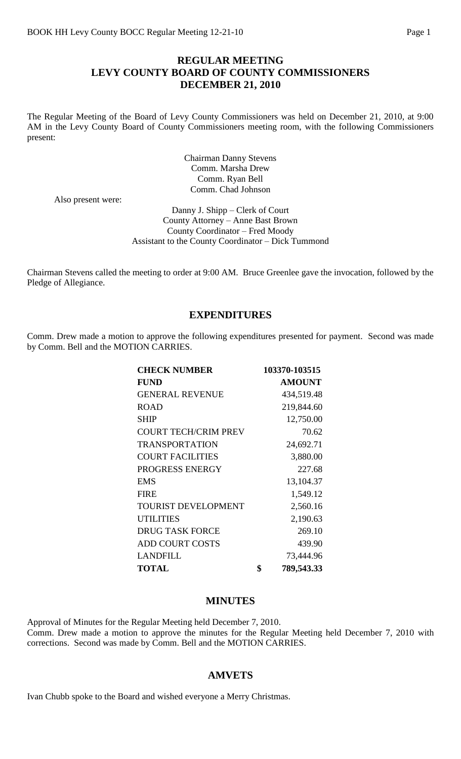# REGULAR MEETING
# LEVY COUNTY BOARD OF COUNTY COMMISSIONERS
# DECEMBER 21, 2010

The Regular Meeting of the Board of Levy County Commissioners was held on December 21, 2010, at 9:00 AM in the Levy County Board of County Commissioners meeting room, with the following Commissioners present:

Chairman Danny Stevens
Comm. Marsha Drew
Comm. Ryan Bell
Comm. Chad Johnson

Also present were:

Danny J. Shipp – Clerk of Court
County Attorney – Anne Bast Brown
County Coordinator – Fred Moody
Assistant to the County Coordinator – Dick Tummond

Chairman Stevens called the meeting to order at 9:00 AM. Bruce Greenlee gave the invocation, followed by the Pledge of Allegiance.

## EXPENDITURES

Comm. Drew made a motion to approve the following expenditures presented for payment. Second was made by Comm. Bell and the MOTION CARRIES.

| **CHECK NUMBER** | **103370-103515** |
|---|---|
| **FUND** | **AMOUNT** |
| GENERAL REVENUE | 434,519.48 |
| ROAD | 219,844.60 |
| SHIP | 12,750.00 |
| COURT TECH/CRIM PREV | 70.62 |
| TRANSPORTATION | 24,692.71 |
| COURT FACILITIES | 3,880.00 |
| PROGRESS ENERGY | 227.68 |
| EMS | 13,104.37 |
| FIRE | 1,549.12 |
| TOURIST DEVELOPMENT | 2,560.16 |
| UTILITIES | 2,190.63 |
| DRUG TASK FORCE | 269.10 |
| ADD COURT COSTS | 439.90 |
| LANDFILL | 73,444.96 |
| **TOTAL** | **$ 789,543.33** |

## MINUTES

Approval of Minutes for the Regular Meeting held December 7, 2010.
Comm. Drew made a motion to approve the minutes for the Regular Meeting held December 7, 2010 with corrections. Second was made by Comm. Bell and the MOTION CARRIES.

## AMVETS

Ivan Chubb spoke to the Board and wished everyone a Merry Christmas.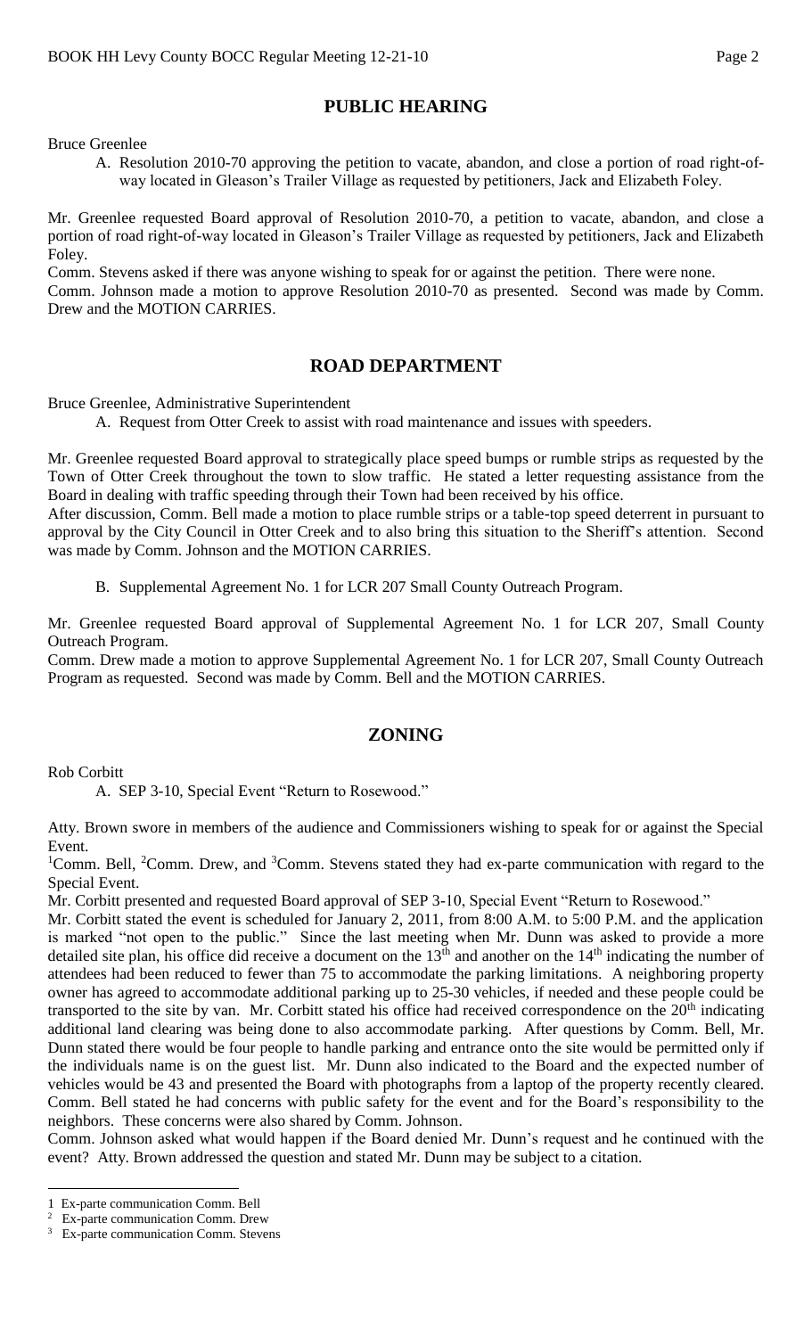## PUBLIC HEARING

Bruce Greenlee

A. Resolution 2010-70 approving the petition to vacate, abandon, and close a portion of road right-of-way located in Gleason's Trailer Village as requested by petitioners, Jack and Elizabeth Foley.

Mr. Greenlee requested Board approval of Resolution 2010-70, a petition to vacate, abandon, and close a portion of road right-of-way located in Gleason's Trailer Village as requested by petitioners, Jack and Elizabeth Foley.

Comm. Stevens asked if there was anyone wishing to speak for or against the petition. There were none.

Comm. Johnson made a motion to approve Resolution 2010-70 as presented. Second was made by Comm. Drew and the MOTION CARRIES.

## ROAD DEPARTMENT

Bruce Greenlee, Administrative Superintendent

A. Request from Otter Creek to assist with road maintenance and issues with speeders.

Mr. Greenlee requested Board approval to strategically place speed bumps or rumble strips as requested by the Town of Otter Creek throughout the town to slow traffic. He stated a letter requesting assistance from the Board in dealing with traffic speeding through their Town had been received by his office.

After discussion, Comm. Bell made a motion to place rumble strips or a table-top speed deterrent in pursuant to approval by the City Council in Otter Creek and to also bring this situation to the Sheriff's attention. Second was made by Comm. Johnson and the MOTION CARRIES.

B. Supplemental Agreement No. 1 for LCR 207 Small County Outreach Program.

Mr. Greenlee requested Board approval of Supplemental Agreement No. 1 for LCR 207, Small County Outreach Program.

Comm. Drew made a motion to approve Supplemental Agreement No. 1 for LCR 207, Small County Outreach Program as requested. Second was made by Comm. Bell and the MOTION CARRIES.

## ZONING

Rob Corbitt

A. SEP 3-10, Special Event "Return to Rosewood."

Atty. Brown swore in members of the audience and Commissioners wishing to speak for or against the Special Event.

[1]Comm. Bell, [2]Comm. Drew, and [3]Comm. Stevens stated they had ex-parte communication with regard to the Special Event.

Mr. Corbitt presented and requested Board approval of SEP 3-10, Special Event "Return to Rosewood."

Mr. Corbitt stated the event is scheduled for January 2, 2011, from 8:00 A.M. to 5:00 P.M. and the application is marked "not open to the public." Since the last meeting when Mr. Dunn was asked to provide a more detailed site plan, his office did receive a document on the 13th and another on the 14th indicating the number of attendees had been reduced to fewer than 75 to accommodate the parking limitations. A neighboring property owner has agreed to accommodate additional parking up to 25-30 vehicles, if needed and these people could be transported to the site by van. Mr. Corbitt stated his office had received correspondence on the 20th indicating additional land clearing was being done to also accommodate parking. After questions by Comm. Bell, Mr. Dunn stated there would be four people to handle parking and entrance onto the site would be permitted only if the individuals name is on the guest list. Mr. Dunn also indicated to the Board and the expected number of vehicles would be 43 and presented the Board with photographs from a laptop of the property recently cleared. Comm. Bell stated he had concerns with public safety for the event and for the Board's responsibility to the neighbors. These concerns were also shared by Comm. Johnson.

Comm. Johnson asked what would happen if the Board denied Mr. Dunn's request and he continued with the event? Atty. Brown addressed the question and stated Mr. Dunn may be subject to a citation.

---

[1] Ex-parte communication Comm. Bell
[2] Ex-parte communication Comm. Drew
[3] Ex-parte communication Comm. Stevens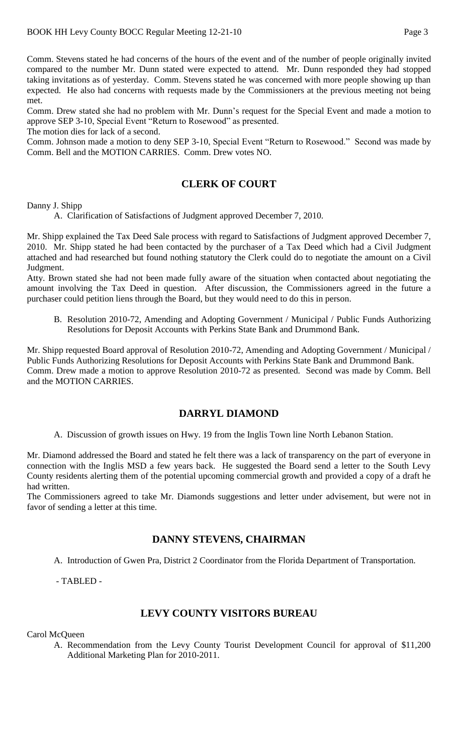Comm. Stevens stated he had concerns of the hours of the event and of the number of people originally invited compared to the number Mr. Dunn stated were expected to attend. Mr. Dunn responded they had stopped taking invitations as of yesterday. Comm. Stevens stated he was concerned with more people showing up than expected. He also had concerns with requests made by the Commissioners at the previous meeting not being met.

Comm. Drew stated she had no problem with Mr. Dunn's request for the Special Event and made a motion to approve SEP 3-10, Special Event "Return to Rosewood" as presented.

The motion dies for lack of a second.

Comm. Johnson made a motion to deny SEP 3-10, Special Event "Return to Rosewood." Second was made by Comm. Bell and the MOTION CARRIES. Comm. Drew votes NO.

## CLERK OF COURT

Danny J. Shipp

A. Clarification of Satisfactions of Judgment approved December 7, 2010.

Mr. Shipp explained the Tax Deed Sale process with regard to Satisfactions of Judgment approved December 7, 2010. Mr. Shipp stated he had been contacted by the purchaser of a Tax Deed which had a Civil Judgment attached and had researched but found nothing statutory the Clerk could do to negotiate the amount on a Civil Judgment.

Atty. Brown stated she had not been made fully aware of the situation when contacted about negotiating the amount involving the Tax Deed in question. After discussion, the Commissioners agreed in the future a purchaser could petition liens through the Board, but they would need to do this in person.

B. Resolution 2010-72, Amending and Adopting Government / Municipal / Public Funds Authorizing Resolutions for Deposit Accounts with Perkins State Bank and Drummond Bank.

Mr. Shipp requested Board approval of Resolution 2010-72, Amending and Adopting Government / Municipal / Public Funds Authorizing Resolutions for Deposit Accounts with Perkins State Bank and Drummond Bank.

Comm. Drew made a motion to approve Resolution 2010-72 as presented. Second was made by Comm. Bell and the MOTION CARRIES.

## DARRYL DIAMOND

A. Discussion of growth issues on Hwy. 19 from the Inglis Town line North Lebanon Station.

Mr. Diamond addressed the Board and stated he felt there was a lack of transparency on the part of everyone in connection with the Inglis MSD a few years back. He suggested the Board send a letter to the South Levy County residents alerting them of the potential upcoming commercial growth and provided a copy of a draft he had written.

The Commissioners agreed to take Mr. Diamonds suggestions and letter under advisement, but were not in favor of sending a letter at this time.

## DANNY STEVENS, CHAIRMAN

A. Introduction of Gwen Pra, District 2 Coordinator from the Florida Department of Transportation.

- TABLED -

## LEVY COUNTY VISITORS BUREAU

Carol McQueen

A. Recommendation from the Levy County Tourist Development Council for approval of $11,200 Additional Marketing Plan for 2010-2011.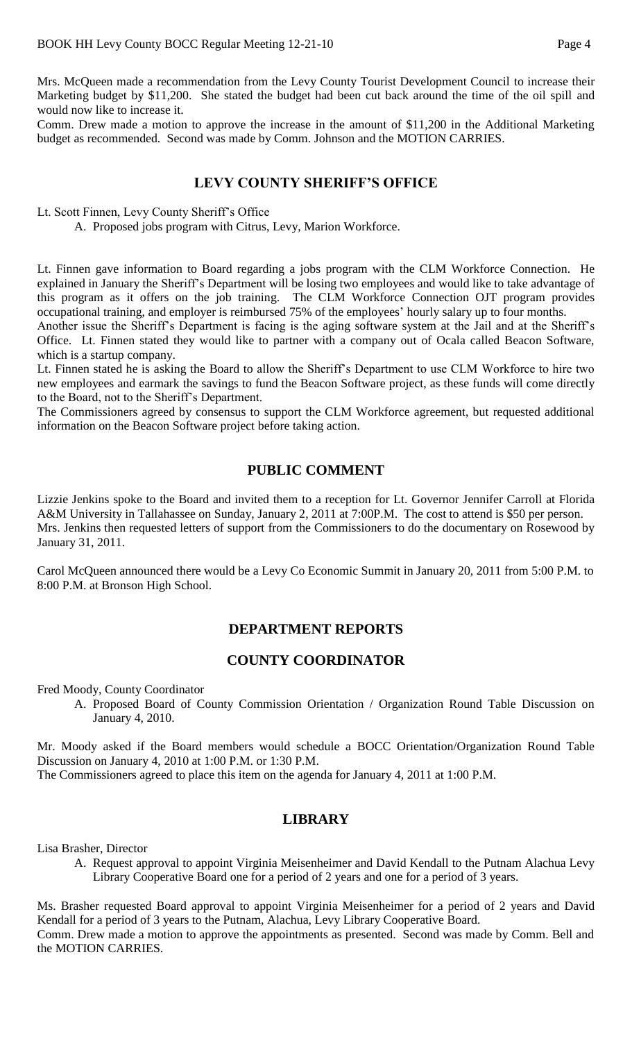Mrs. McQueen made a recommendation from the Levy County Tourist Development Council to increase their Marketing budget by $11,200. She stated the budget had been cut back around the time of the oil spill and would now like to increase it.

Comm. Drew made a motion to approve the increase in the amount of $11,200 in the Additional Marketing budget as recommended. Second was made by Comm. Johnson and the MOTION CARRIES.

## LEVY COUNTY SHERIFF'S OFFICE

Lt. Scott Finnen, Levy County Sheriff's Office

A. Proposed jobs program with Citrus, Levy, Marion Workforce.

Lt. Finnen gave information to Board regarding a jobs program with the CLM Workforce Connection. He explained in January the Sheriff's Department will be losing two employees and would like to take advantage of this program as it offers on the job training. The CLM Workforce Connection OJT program provides occupational training, and employer is reimbursed 75% of the employees' hourly salary up to four months.

Another issue the Sheriff's Department is facing is the aging software system at the Jail and at the Sheriff's Office. Lt. Finnen stated they would like to partner with a company out of Ocala called Beacon Software, which is a startup company.

Lt. Finnen stated he is asking the Board to allow the Sheriff's Department to use CLM Workforce to hire two new employees and earmark the savings to fund the Beacon Software project, as these funds will come directly to the Board, not to the Sheriff's Department.

The Commissioners agreed by consensus to support the CLM Workforce agreement, but requested additional information on the Beacon Software project before taking action.

## PUBLIC COMMENT

Lizzie Jenkins spoke to the Board and invited them to a reception for Lt. Governor Jennifer Carroll at Florida A&M University in Tallahassee on Sunday, January 2, 2011 at 7:00P.M. The cost to attend is $50 per person. Mrs. Jenkins then requested letters of support from the Commissioners to do the documentary on Rosewood by January 31, 2011.

Carol McQueen announced there would be a Levy Co Economic Summit in January 20, 2011 from 5:00 P.M. to 8:00 P.M. at Bronson High School.

## DEPARTMENT REPORTS

## COUNTY COORDINATOR

Fred Moody, County Coordinator

A. Proposed Board of County Commission Orientation / Organization Round Table Discussion on January 4, 2010.

Mr. Moody asked if the Board members would schedule a BOCC Orientation/Organization Round Table Discussion on January 4, 2010 at 1:00 P.M. or 1:30 P.M.

The Commissioners agreed to place this item on the agenda for January 4, 2011 at 1:00 P.M.

## LIBRARY

Lisa Brasher, Director

A. Request approval to appoint Virginia Meisenheimer and David Kendall to the Putnam Alachua Levy Library Cooperative Board one for a period of 2 years and one for a period of 3 years.

Ms. Brasher requested Board approval to appoint Virginia Meisenheimer for a period of 2 years and David Kendall for a period of 3 years to the Putnam, Alachua, Levy Library Cooperative Board.

Comm. Drew made a motion to approve the appointments as presented. Second was made by Comm. Bell and the MOTION CARRIES.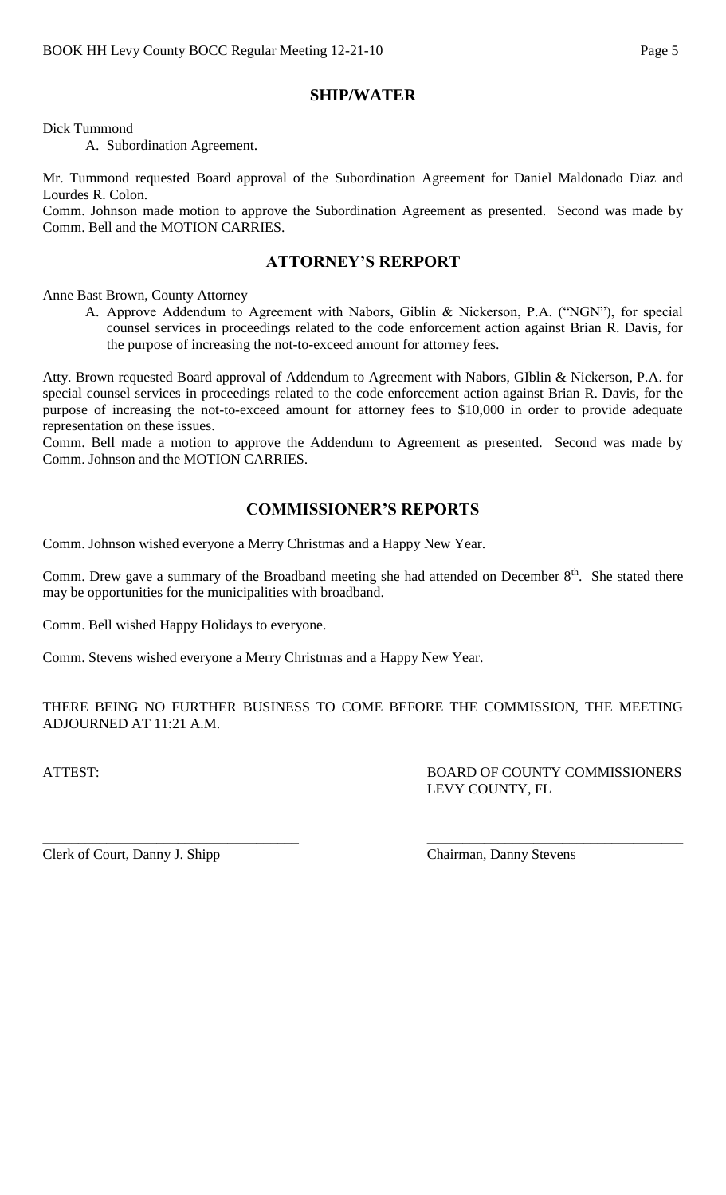## SHIP/WATER

Dick Tummond

A. Subordination Agreement.

Mr. Tummond requested Board approval of the Subordination Agreement for Daniel Maldonado Diaz and Lourdes R. Colon.

Comm. Johnson made motion to approve the Subordination Agreement as presented. Second was made by Comm. Bell and the MOTION CARRIES.

## ATTORNEY'S RERPORT

Anne Bast Brown, County Attorney

A. Approve Addendum to Agreement with Nabors, Giblin & Nickerson, P.A. ("NGN"), for special counsel services in proceedings related to the code enforcement action against Brian R. Davis, for the purpose of increasing the not-to-exceed amount for attorney fees.

Atty. Brown requested Board approval of Addendum to Agreement with Nabors, GIblin & Nickerson, P.A. for special counsel services in proceedings related to the code enforcement action against Brian R. Davis, for the purpose of increasing the not-to-exceed amount for attorney fees to $10,000 in order to provide adequate representation on these issues.

Comm. Bell made a motion to approve the Addendum to Agreement as presented. Second was made by Comm. Johnson and the MOTION CARRIES.

## COMMISSIONER'S REPORTS

Comm. Johnson wished everyone a Merry Christmas and a Happy New Year.

Comm. Drew gave a summary of the Broadband meeting she had attended on December 8th. She stated there may be opportunities for the municipalities with broadband.

Comm. Bell wished Happy Holidays to everyone.

Comm. Stevens wished everyone a Merry Christmas and a Happy New Year.

THERE BEING NO FURTHER BUSINESS TO COME BEFORE THE COMMISSION, THE MEETING ADJOURNED AT 11:21 A.M.

ATTEST: BOARD OF COUNTY COMMISSIONERS LEVY COUNTY, FL

\_\_\_\_\_\_\_\_\_\_\_\_\_\_\_\_\_\_\_\_\_\_\_\_\_\_\_\_\_\_\_\_\_\_\_\_
Clerk of Court, Danny J. Shipp

\_\_\_\_\_\_\_\_\_\_\_\_\_\_\_\_\_\_\_\_\_\_\_\_\_\_\_\_\_\_\_\_\_\_\_\_
Chairman, Danny Stevens